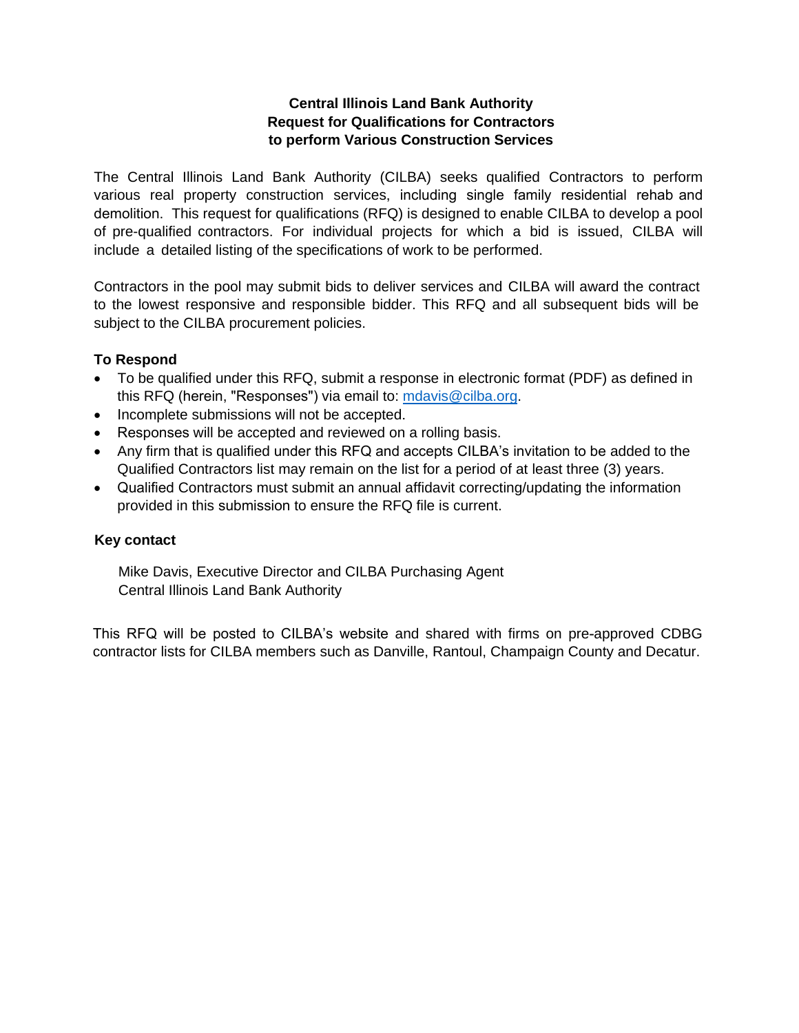# Central Illinois Land Bank Authority
# Request for Qualifications for Contractors
# to perform Various Construction Services

The Central Illinois Land Bank Authority (CILBA) seeks qualified Contractors to perform various real property construction services, including single family residential rehab and demolition. This request for qualifications (RFQ) is designed to enable CILBA to develop a pool of pre-qualified contractors. For individual projects for which a bid is issued, CILBA will include a detailed listing of the specifications of work to be performed.

Contractors in the pool may submit bids to deliver services and CILBA will award the contract to the lowest responsive and responsible bidder. This RFQ and all subsequent bids will be subject to the CILBA procurement policies.

**To Respond**

- To be qualified under this RFQ, submit a response in electronic format (PDF) as defined in this RFQ (herein, "Responses") via email to: mdavis@cilba.org.
- Incomplete submissions will not be accepted.
- Responses will be accepted and reviewed on a rolling basis.
- Any firm that is qualified under this RFQ and accepts CILBA's invitation to be added to the Qualified Contractors list may remain on the list for a period of at least three (3) years.
- Qualified Contractors must submit an annual affidavit correcting/updating the information provided in this submission to ensure the RFQ file is current.

**Key contact**

Mike Davis, Executive Director and CILBA Purchasing Agent
Central Illinois Land Bank Authority

This RFQ will be posted to CILBA's website and shared with firms on pre-approved CDBG contractor lists for CILBA members such as Danville, Rantoul, Champaign County and Decatur.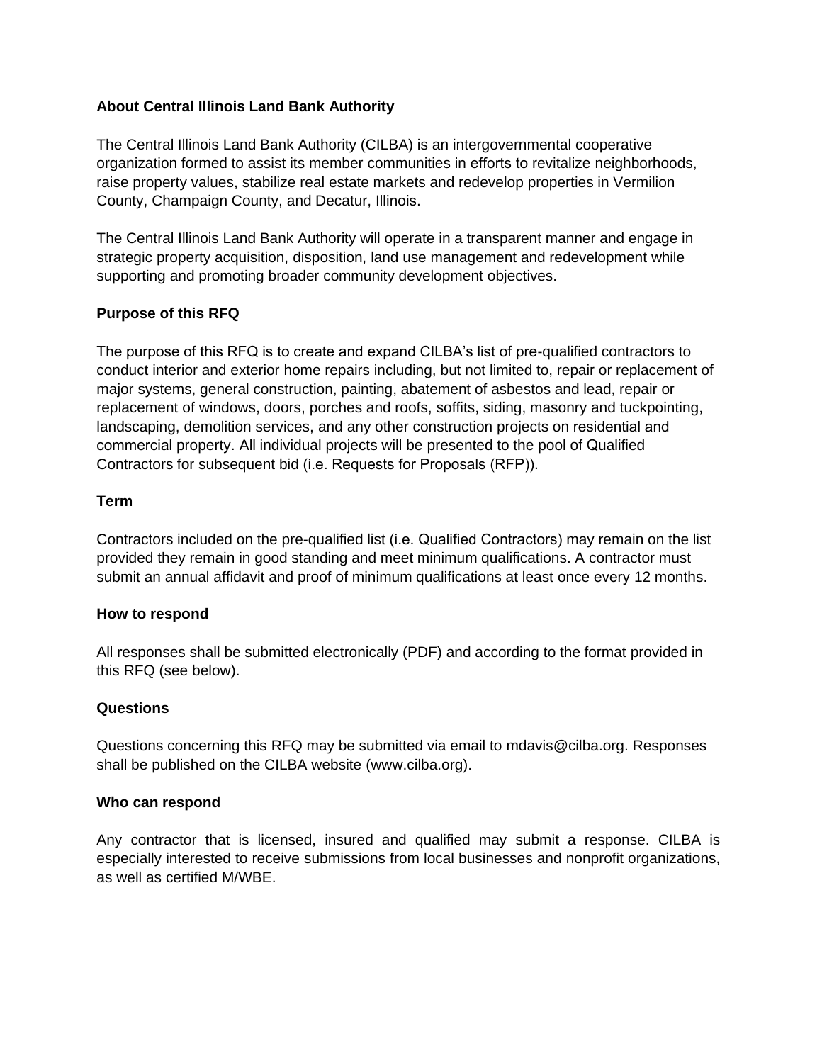## About Central Illinois Land Bank Authority

The Central Illinois Land Bank Authority (CILBA) is an intergovernmental cooperative organization formed to assist its member communities in efforts to revitalize neighborhoods, raise property values, stabilize real estate markets and redevelop properties in Vermilion County, Champaign County, and Decatur, Illinois.

The Central Illinois Land Bank Authority will operate in a transparent manner and engage in strategic property acquisition, disposition, land use management and redevelopment while supporting and promoting broader community development objectives.

## Purpose of this RFQ

The purpose of this RFQ is to create and expand CILBA's list of pre-qualified contractors to conduct interior and exterior home repairs including, but not limited to, repair or replacement of major systems, general construction, painting, abatement of asbestos and lead, repair or replacement of windows, doors, porches and roofs, soffits, siding, masonry and tuckpointing, landscaping, demolition services, and any other construction projects on residential and commercial property. All individual projects will be presented to the pool of Qualified Contractors for subsequent bid (i.e. Requests for Proposals (RFP)).

## Term

Contractors included on the pre-qualified list (i.e. Qualified Contractors) may remain on the list provided they remain in good standing and meet minimum qualifications. A contractor must submit an annual affidavit and proof of minimum qualifications at least once every 12 months.

## How to respond

All responses shall be submitted electronically (PDF) and according to the format provided in this RFQ (see below).

## Questions

Questions concerning this RFQ may be submitted via email to mdavis@cilba.org. Responses shall be published on the CILBA website (www.cilba.org).

## Who can respond

Any contractor that is licensed, insured and qualified may submit a response. CILBA is especially interested to receive submissions from local businesses and nonprofit organizations, as well as certified M/WBE.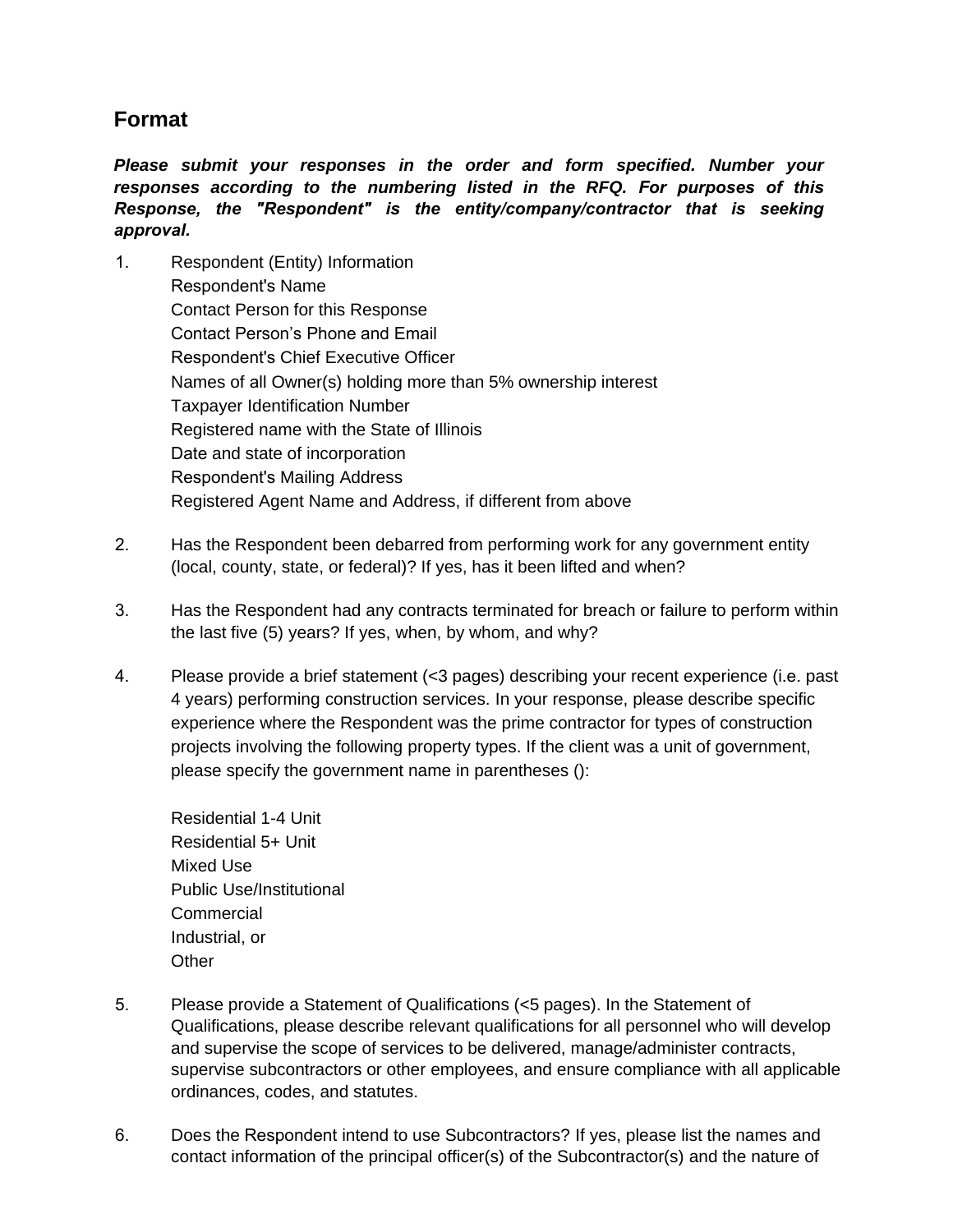## Format

***Please submit your responses in the order and form specified. Number your responses according to the numbering listed in the RFQ. For purposes of this Response, the "Respondent" is the entity/company/contractor that is seeking approval.***

1. Respondent (Entity) Information
   Respondent's Name
   Contact Person for this Response
   Contact Person's Phone and Email
   Respondent's Chief Executive Officer
   Names of all Owner(s) holding more than 5% ownership interest
   Taxpayer Identification Number
   Registered name with the State of Illinois
   Date and state of incorporation
   Respondent's Mailing Address
   Registered Agent Name and Address, if different from above

2. Has the Respondent been debarred from performing work for any government entity (local, county, state, or federal)? If yes, has it been lifted and when?

3. Has the Respondent had any contracts terminated for breach or failure to perform within the last five (5) years? If yes, when, by whom, and why?

4. Please provide a brief statement (<3 pages) describing your recent experience (i.e. past 4 years) performing construction services. In your response, please describe specific experience where the Respondent was the prime contractor for types of construction projects involving the following property types. If the client was a unit of government, please specify the government name in parentheses ():

   Residential 1-4 Unit
   Residential 5+ Unit
   Mixed Use
   Public Use/Institutional
   Commercial
   Industrial, or
   Other

5. Please provide a Statement of Qualifications (<5 pages). In the Statement of Qualifications, please describe relevant qualifications for all personnel who will develop and supervise the scope of services to be delivered, manage/administer contracts, supervise subcontractors or other employees, and ensure compliance with all applicable ordinances, codes, and statutes.

6. Does the Respondent intend to use Subcontractors? If yes, please list the names and contact information of the principal officer(s) of the Subcontractor(s) and the nature of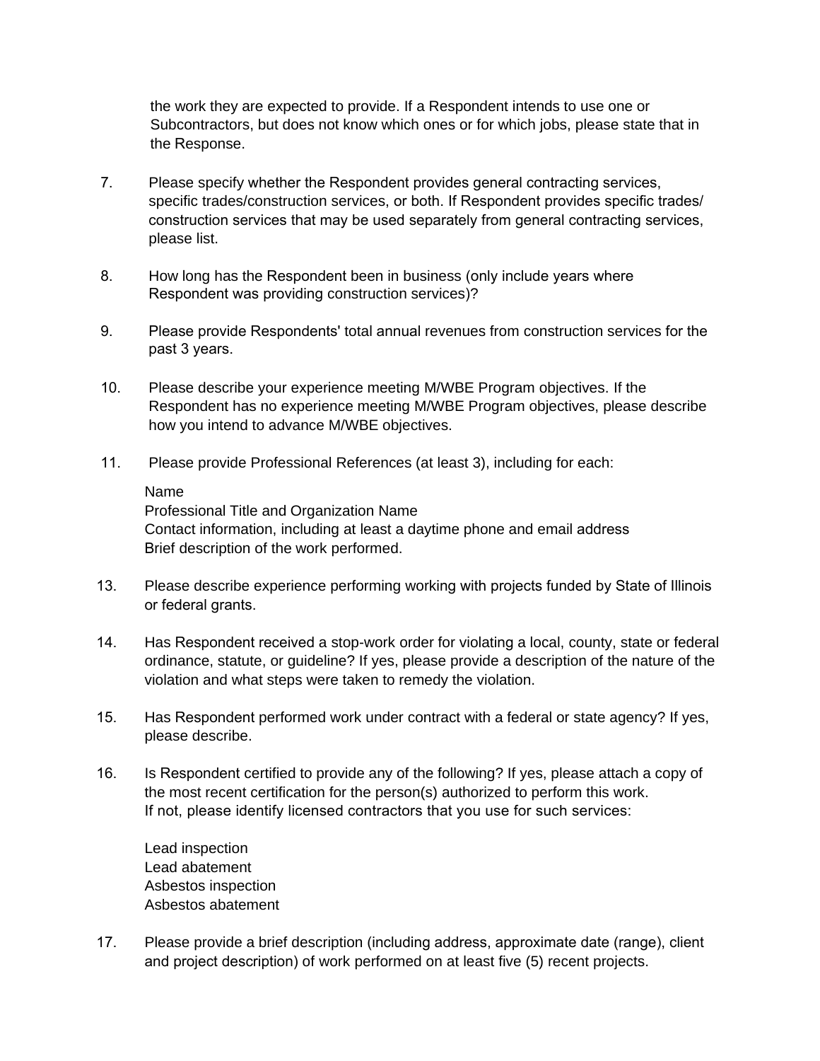the work they are expected to provide. If a Respondent intends to use one or Subcontractors, but does not know which ones or for which jobs, please state that in the Response.

7. Please specify whether the Respondent provides general contracting services, specific trades/construction services, or both. If Respondent provides specific trades/ construction services that may be used separately from general contracting services, please list.

8. How long has the Respondent been in business (only include years where Respondent was providing construction services)?

9. Please provide Respondents' total annual revenues from construction services for the past 3 years.

10. Please describe your experience meeting M/WBE Program objectives. If the Respondent has no experience meeting M/WBE Program objectives, please describe how you intend to advance M/WBE objectives.

11. Please provide Professional References (at least 3), including for each:

    Name
    Professional Title and Organization Name
    Contact information, including at least a daytime phone and email address
    Brief description of the work performed.

13. Please describe experience performing working with projects funded by State of Illinois or federal grants.

14. Has Respondent received a stop-work order for violating a local, county, state or federal ordinance, statute, or guideline? If yes, please provide a description of the nature of the violation and what steps were taken to remedy the violation.

15. Has Respondent performed work under contract with a federal or state agency? If yes, please describe.

16. Is Respondent certified to provide any of the following? If yes, please attach a copy of the most recent certification for the person(s) authorized to perform this work. If not, please identify licensed contractors that you use for such services:

    Lead inspection
    Lead abatement
    Asbestos inspection
    Asbestos abatement

17. Please provide a brief description (including address, approximate date (range), client and project description) of work performed on at least five (5) recent projects.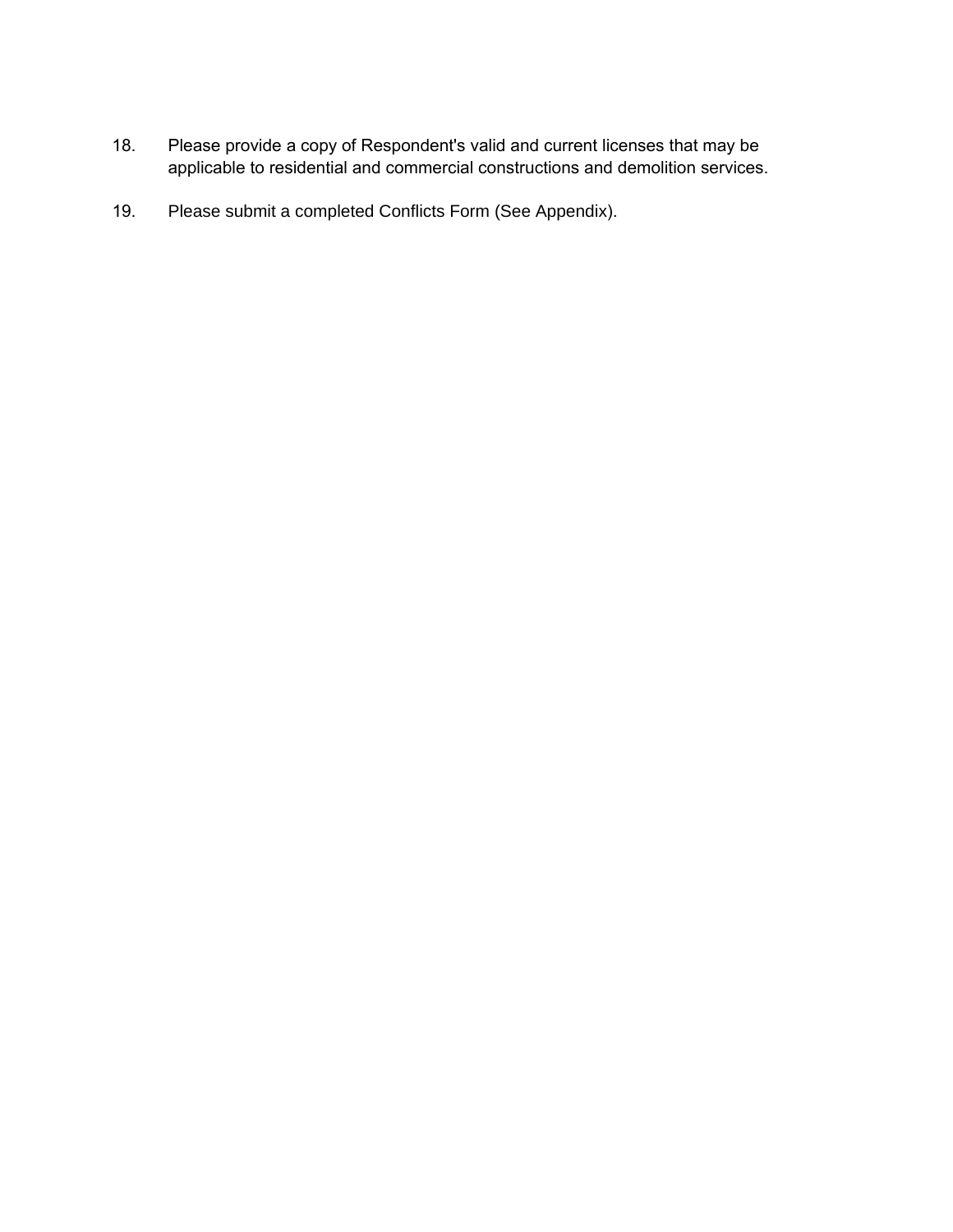18. Please provide a copy of Respondent's valid and current licenses that may be applicable to residential and commercial constructions and demolition services.

19. Please submit a completed Conflicts Form (See Appendix).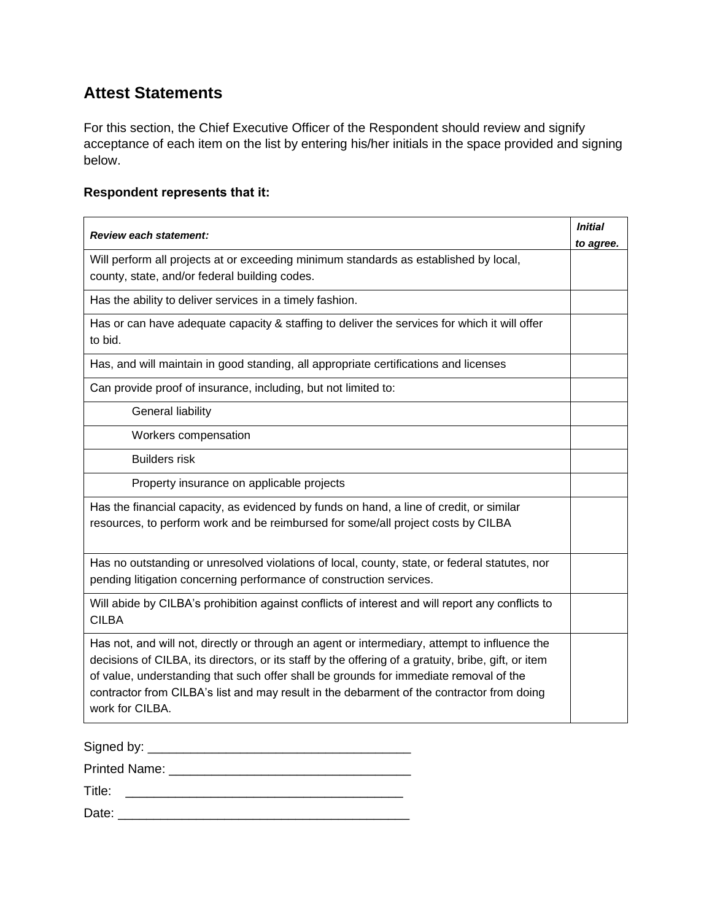## Attest Statements

For this section, the Chief Executive Officer of the Respondent should review and signify acceptance of each item on the list by entering his/her initials in the space provided and signing below.

**Respondent represents that it:**

| ***Review each statement:*** | ***Initial to agree.*** |
|---|---|
| Will perform all projects at or exceeding minimum standards as established by local, county, state, and/or federal building codes. | |
| Has the ability to deliver services in a timely fashion. | |
| Has or can have adequate capacity & staffing to deliver the services for which it will offer to bid. | |
| Has, and will maintain in good standing, all appropriate certifications and licenses | |
| Can provide proof of insurance, including, but not limited to: | |
| General liability | |
| Workers compensation | |
| Builders risk | |
| Property insurance on applicable projects | |
| Has the financial capacity, as evidenced by funds on hand, a line of credit, or similar resources, to perform work and be reimbursed for some/all project costs by CILBA | |
| Has no outstanding or unresolved violations of local, county, state, or federal statutes, nor pending litigation concerning performance of construction services. | |
| Will abide by CILBA's prohibition against conflicts of interest and will report any conflicts to CILBA | |
| Has not, and will not, directly or through an agent or intermediary, attempt to influence the decisions of CILBA, its directors, or its staff by the offering of a gratuity, bribe, gift, or item of value, understanding that such offer shall be grounds for immediate removal of the contractor from CILBA's list and may result in the debarment of the contractor from doing work for CILBA. | |

Signed by: ______________________________________

Printed Name: __________________________________

Title: ________________________________________

Date: ________________________________________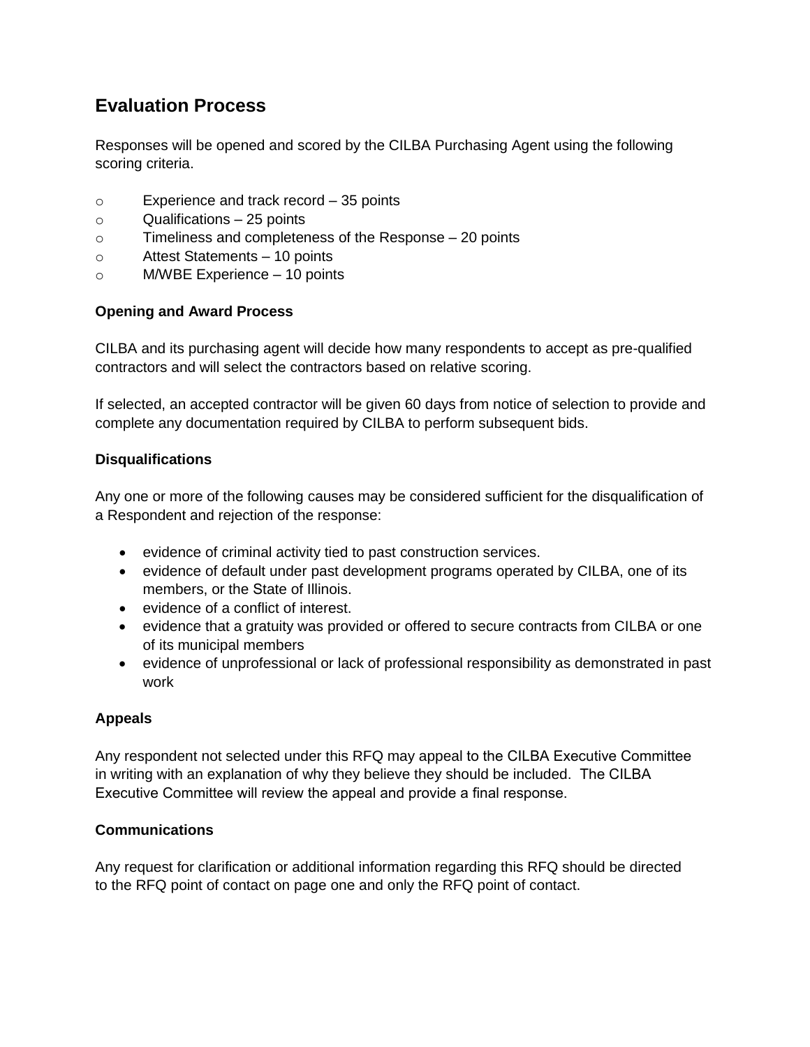## Evaluation Process

Responses will be opened and scored by the CILBA Purchasing Agent using the following scoring criteria.

- Experience and track record – 35 points
- Qualifications – 25 points
- Timeliness and completeness of the Response – 20 points
- Attest Statements – 10 points
- M/WBE Experience – 10 points

**Opening and Award Process**

CILBA and its purchasing agent will decide how many respondents to accept as pre-qualified contractors and will select the contractors based on relative scoring.

If selected, an accepted contractor will be given 60 days from notice of selection to provide and complete any documentation required by CILBA to perform subsequent bids.

**Disqualifications**

Any one or more of the following causes may be considered sufficient for the disqualification of a Respondent and rejection of the response:

- evidence of criminal activity tied to past construction services.
- evidence of default under past development programs operated by CILBA, one of its members, or the State of Illinois.
- evidence of a conflict of interest.
- evidence that a gratuity was provided or offered to secure contracts from CILBA or one of its municipal members
- evidence of unprofessional or lack of professional responsibility as demonstrated in past work

**Appeals**

Any respondent not selected under this RFQ may appeal to the CILBA Executive Committee in writing with an explanation of why they believe they should be included. The CILBA Executive Committee will review the appeal and provide a final response.

**Communications**

Any request for clarification or additional information regarding this RFQ should be directed to the RFQ point of contact on page one and only the RFQ point of contact.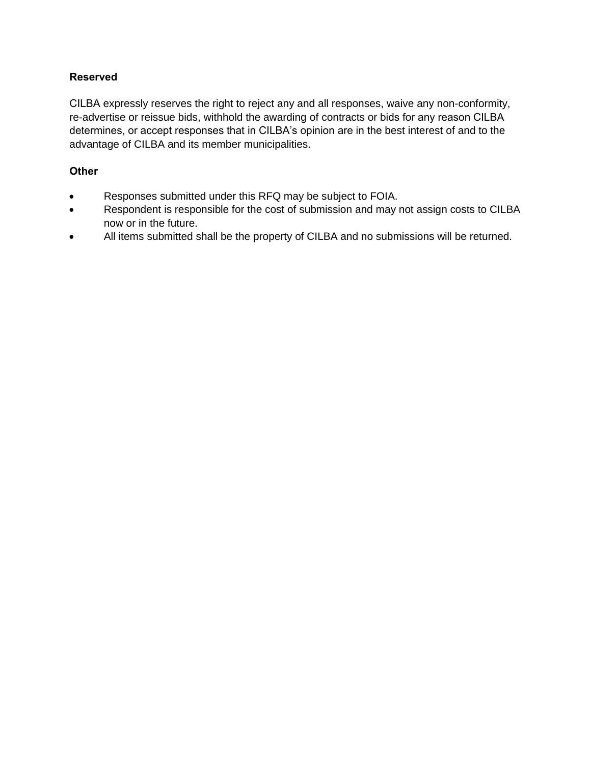**Reserved**

CILBA expressly reserves the right to reject any and all responses, waive any non-conformity, re-advertise or reissue bids, withhold the awarding of contracts or bids for any reason CILBA determines, or accept responses that in CILBA's opinion are in the best interest of and to the advantage of CILBA and its member municipalities.

**Other**

- Responses submitted under this RFQ may be subject to FOIA.
- Respondent is responsible for the cost of submission and may not assign costs to CILBA now or in the future.
- All items submitted shall be the property of CILBA and no submissions will be returned.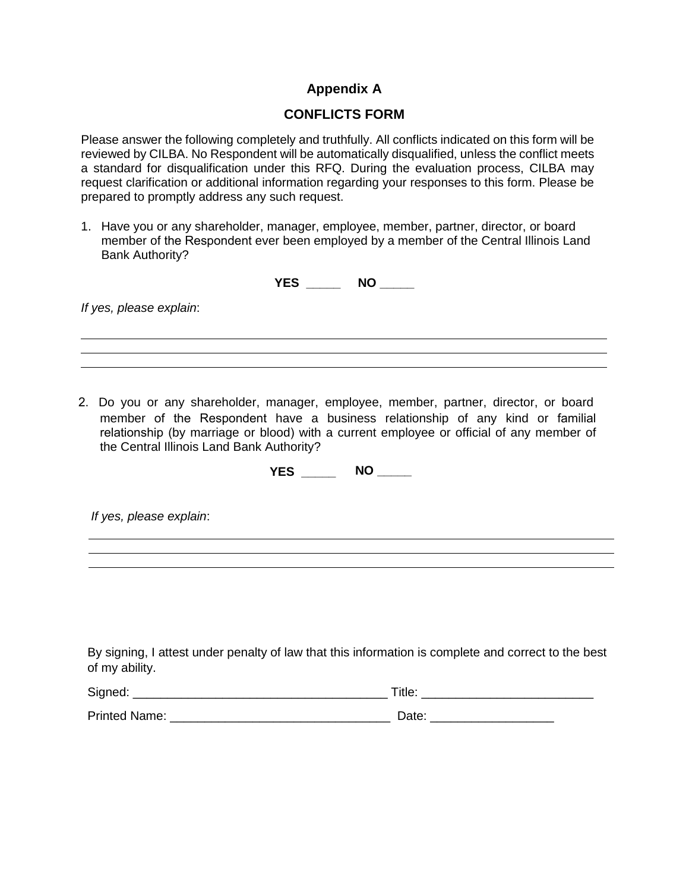## Appendix A

## CONFLICTS FORM

Please answer the following completely and truthfully. All conflicts indicated on this form will be reviewed by CILBA. No Respondent will be automatically disqualified, unless the conflict meets a standard for disqualification under this RFQ. During the evaluation process, CILBA may request clarification or additional information regarding your responses to this form. Please be prepared to promptly address any such request.

1. Have you or any shareholder, manager, employee, member, partner, director, or board member of the Respondent ever been employed by a member of the Central Illinois Land Bank Authority?

**YES** _____ **NO** _____

*If yes, please explain*:

_______________________________________________________________________________

_______________________________________________________________________________

_______________________________________________________________________________

2. Do you or any shareholder, manager, employee, member, partner, director, or board member of the Respondent have a business relationship of any kind or familial relationship (by marriage or blood) with a current employee or official of any member of the Central Illinois Land Bank Authority?

**YES** _____ **NO** _____

*If yes, please explain*:

_______________________________________________________________________________

_______________________________________________________________________________

_______________________________________________________________________________

By signing, I attest under penalty of law that this information is complete and correct to the best of my ability.

Signed: ____________________________________ Title: _________________________

Printed Name: ________________________________ Date: __________________